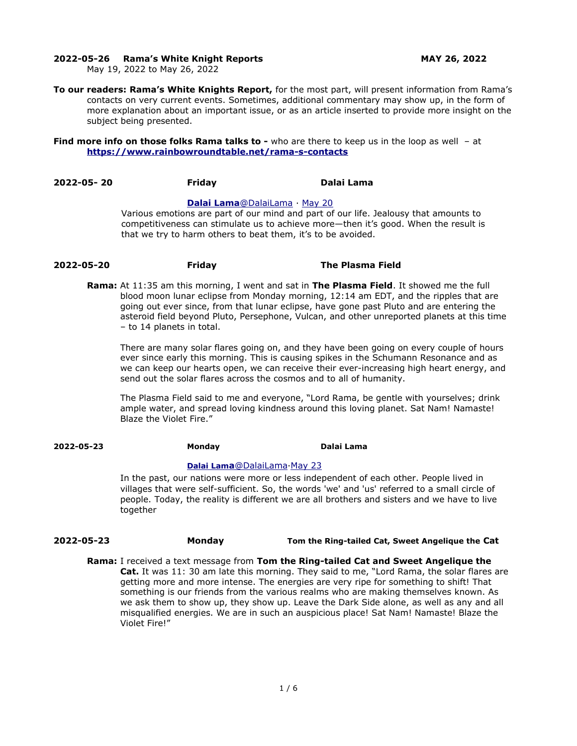**2022-05-26 Rama's White Knight Reports** **MAY 26, 2022**

May 19, 2022 to May 26, 2022

**To our readers: Rama's White Knights Report,** for the most part, will present information from Rama's contacts on very current events. Sometimes, additional commentary may show up, in the form of more explanation about an important issue, or as an article inserted to provide more insight on the subject being presented.

**Find more info on those folks Rama talks to -** who are there to keep us in the loop as well – at **https://www.rainbowroundtable.net/rama-s-contacts**

**2022-05- 20** **Friday** **Dalai Lama**

**Dalai Lama**@DalaiLama · May 20

Various emotions are part of our mind and part of our life. Jealousy that amounts to competitiveness can stimulate us to achieve more—then it's good. When the result is that we try to harm others to beat them, it's to be avoided.

**2022-05-20** **Friday** **The Plasma Field**

**Rama:** At 11:35 am this morning, I went and sat in **The Plasma Field**. It showed me the full blood moon lunar eclipse from Monday morning, 12:14 am EDT, and the ripples that are going out ever since, from that lunar eclipse, have gone past Pluto and are entering the asteroid field beyond Pluto, Persephone, Vulcan, and other unreported planets at this time – to 14 planets in total.

There are many solar flares going on, and they have been going on every couple of hours ever since early this morning. This is causing spikes in the Schumann Resonance and as we can keep our hearts open, we can receive their ever-increasing high heart energy, and send out the solar flares across the cosmos and to all of humanity.

The Plasma Field said to me and everyone, "Lord Rama, be gentle with yourselves; drink ample water, and spread loving kindness around this loving planet. Sat Nam! Namaste! Blaze the Violet Fire."

**2022-05-23** **Monday** **Dalai Lama**

**Dalai Lama**@DalaiLama·May 23

In the past, our nations were more or less independent of each other. People lived in villages that were self-sufficient. So, the words 'we' and 'us' referred to a small circle of people. Today, the reality is different we are all brothers and sisters and we have to live together

**2022-05-23** **Monday** **Tom the Ring-tailed Cat, Sweet Angelique the Cat**

**Rama:** I received a text message from **Tom the Ring-tailed Cat and Sweet Angelique the Cat.** It was 11: 30 am late this morning. They said to me, "Lord Rama, the solar flares are getting more and more intense. The energies are very ripe for something to shift! That something is our friends from the various realms who are making themselves known. As we ask them to show up, they show up. Leave the Dark Side alone, as well as any and all misqualified energies. We are in such an auspicious place! Sat Nam! Namaste! Blaze the Violet Fire!"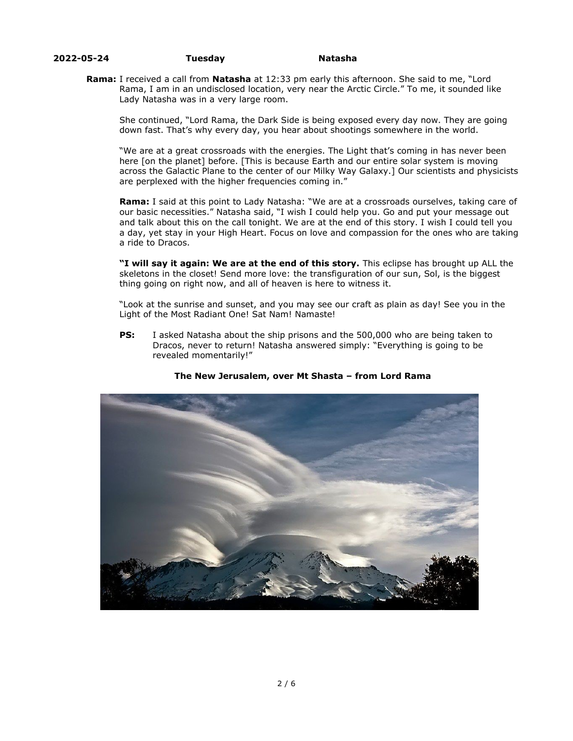**2022-05-24 Tuesday Natasha**

**Rama:** I received a call from **Natasha** at 12:33 pm early this afternoon. She said to me, "Lord Rama, I am in an undisclosed location, very near the Arctic Circle." To me, it sounded like Lady Natasha was in a very large room.

She continued, "Lord Rama, the Dark Side is being exposed every day now. They are going down fast. That's why every day, you hear about shootings somewhere in the world.

"We are at a great crossroads with the energies. The Light that's coming in has never been here [on the planet] before. [This is because Earth and our entire solar system is moving across the Galactic Plane to the center of our Milky Way Galaxy.] Our scientists and physicists are perplexed with the higher frequencies coming in."

**Rama:** I said at this point to Lady Natasha: "We are at a crossroads ourselves, taking care of our basic necessities." Natasha said, "I wish I could help you. Go and put your message out and talk about this on the call tonight. We are at the end of this story. I wish I could tell you a day, yet stay in your High Heart. Focus on love and compassion for the ones who are taking a ride to Dracos.

**"I will say it again: We are at the end of this story.** This eclipse has brought up ALL the skeletons in the closet! Send more love: the transfiguration of our sun, Sol, is the biggest thing going on right now, and all of heaven is here to witness it.

"Look at the sunrise and sunset, and you may see our craft as plain as day! See you in the Light of the Most Radiant One! Sat Nam! Namaste!

**PS:** I asked Natasha about the ship prisons and the 500,000 who are being taken to Dracos, never to return! Natasha answered simply: "Everything is going to be revealed momentarily!"

**The New Jerusalem, over Mt Shasta – from Lord Rama**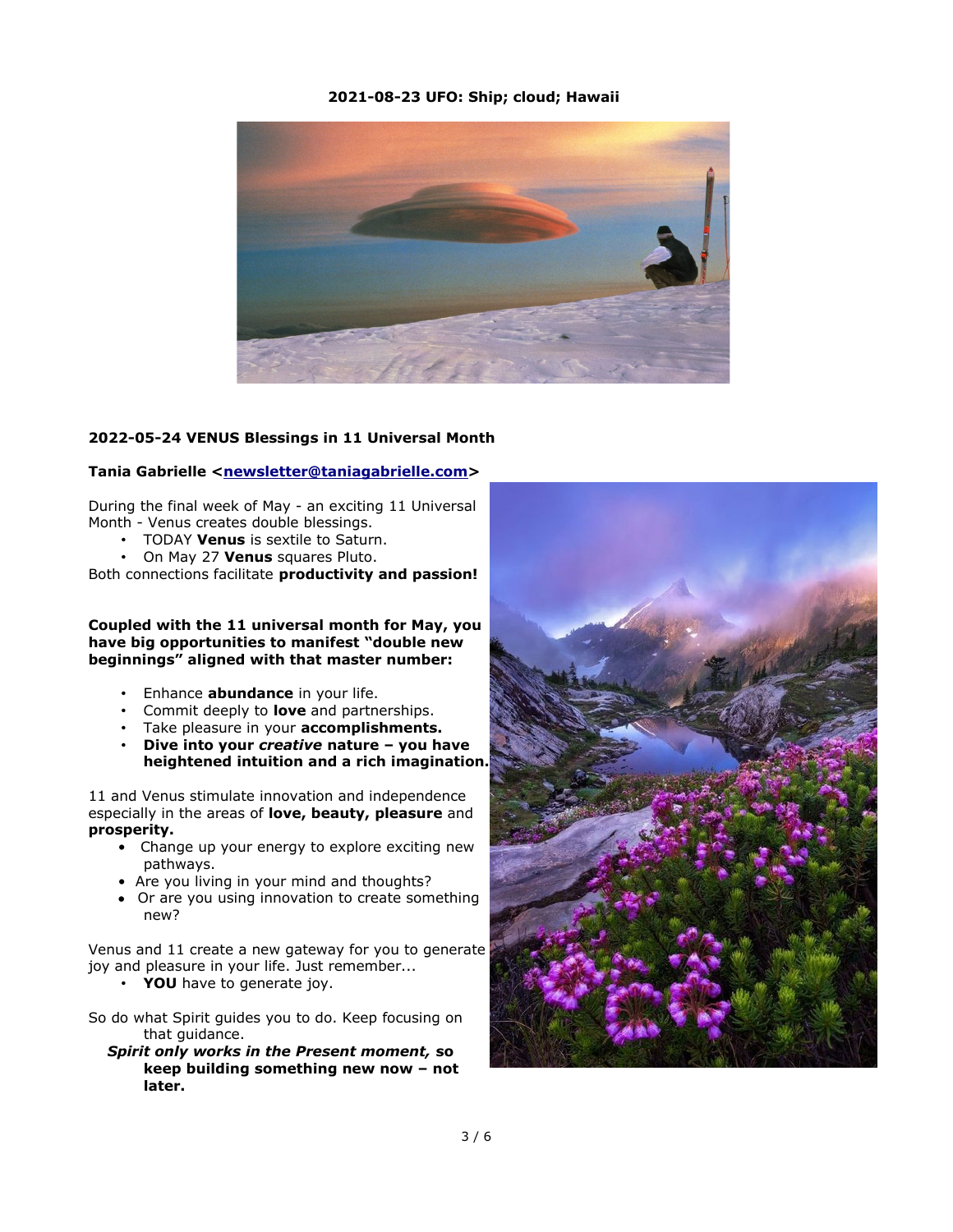**2021-08-23 UFO: Ship; cloud; Hawaii**

**2022-05-24 VENUS Blessings in 11 Universal Month**

**Tania Gabrielle <newsletter@taniagabrielle.com>**

During the final week of May - an exciting 11 Universal Month - Venus creates double blessings.

- TODAY **Venus** is sextile to Saturn.
- On May 27 **Venus** squares Pluto.

Both connections facilitate **productivity and passion!**

**Coupled with the 11 universal month for May, you have big opportunities to manifest "double new beginnings" aligned with that master number:**

- Enhance **abundance** in your life.
- Commit deeply to **love** and partnerships.
- Take pleasure in your **accomplishments.**
- **Dive into your *creative* nature – you have heightened intuition and a rich imagination.**

11 and Venus stimulate innovation and independence especially in the areas of **love, beauty, pleasure** and **prosperity.**

- Change up your energy to explore exciting new pathways.
- Are you living in your mind and thoughts?
- Or are you using innovation to create something new?

Venus and 11 create a new gateway for you to generate joy and pleasure in your life. Just remember...

- **YOU** have to generate joy.

So do what Spirit guides you to do. Keep focusing on that guidance.

***Spirit only works in the Present moment,* so keep building something new now – not later.**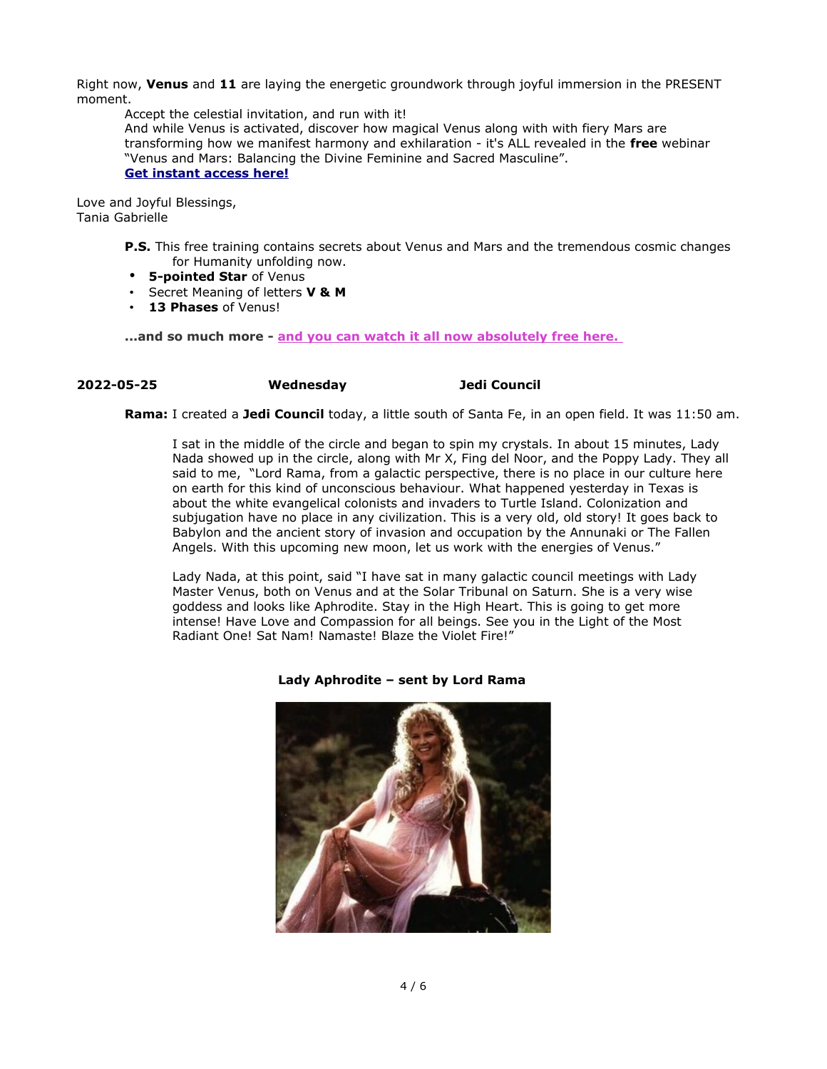Right now, **Venus** and **11** are laying the energetic groundwork through joyful immersion in the PRESENT moment.

Accept the celestial invitation, and run with it!

And while Venus is activated, discover how magical Venus along with with fiery Mars are transforming how we manifest harmony and exhilaration - it's ALL revealed in the **free** webinar "Venus and Mars: Balancing the Divine Feminine and Sacred Masculine".

**Get instant access here!**

Love and Joyful Blessings,
Tania Gabrielle

**P.S.** This free training contains secrets about Venus and Mars and the tremendous cosmic changes for Humanity unfolding now.

- **5-pointed Star** of Venus
- Secret Meaning of letters **V & M**
- **13 Phases** of Venus!

**...and so much more - and you can watch it all now absolutely free here.**

**2022-05-25 Wednesday Jedi Council**

**Rama:** I created a **Jedi Council** today, a little south of Santa Fe, in an open field. It was 11:50 am.

I sat in the middle of the circle and began to spin my crystals. In about 15 minutes, Lady Nada showed up in the circle, along with Mr X, Fing del Noor, and the Poppy Lady. They all said to me, "Lord Rama, from a galactic perspective, there is no place in our culture here on earth for this kind of unconscious behaviour. What happened yesterday in Texas is about the white evangelical colonists and invaders to Turtle Island. Colonization and subjugation have no place in any civilization. This is a very old, old story! It goes back to Babylon and the ancient story of invasion and occupation by the Annunaki or The Fallen Angels. With this upcoming new moon, let us work with the energies of Venus."

Lady Nada, at this point, said "I have sat in many galactic council meetings with Lady Master Venus, both on Venus and at the Solar Tribunal on Saturn. She is a very wise goddess and looks like Aphrodite. Stay in the High Heart. This is going to get more intense! Have Love and Compassion for all beings. See you in the Light of the Most Radiant One! Sat Nam! Namaste! Blaze the Violet Fire!"

**Lady Aphrodite – sent by Lord Rama**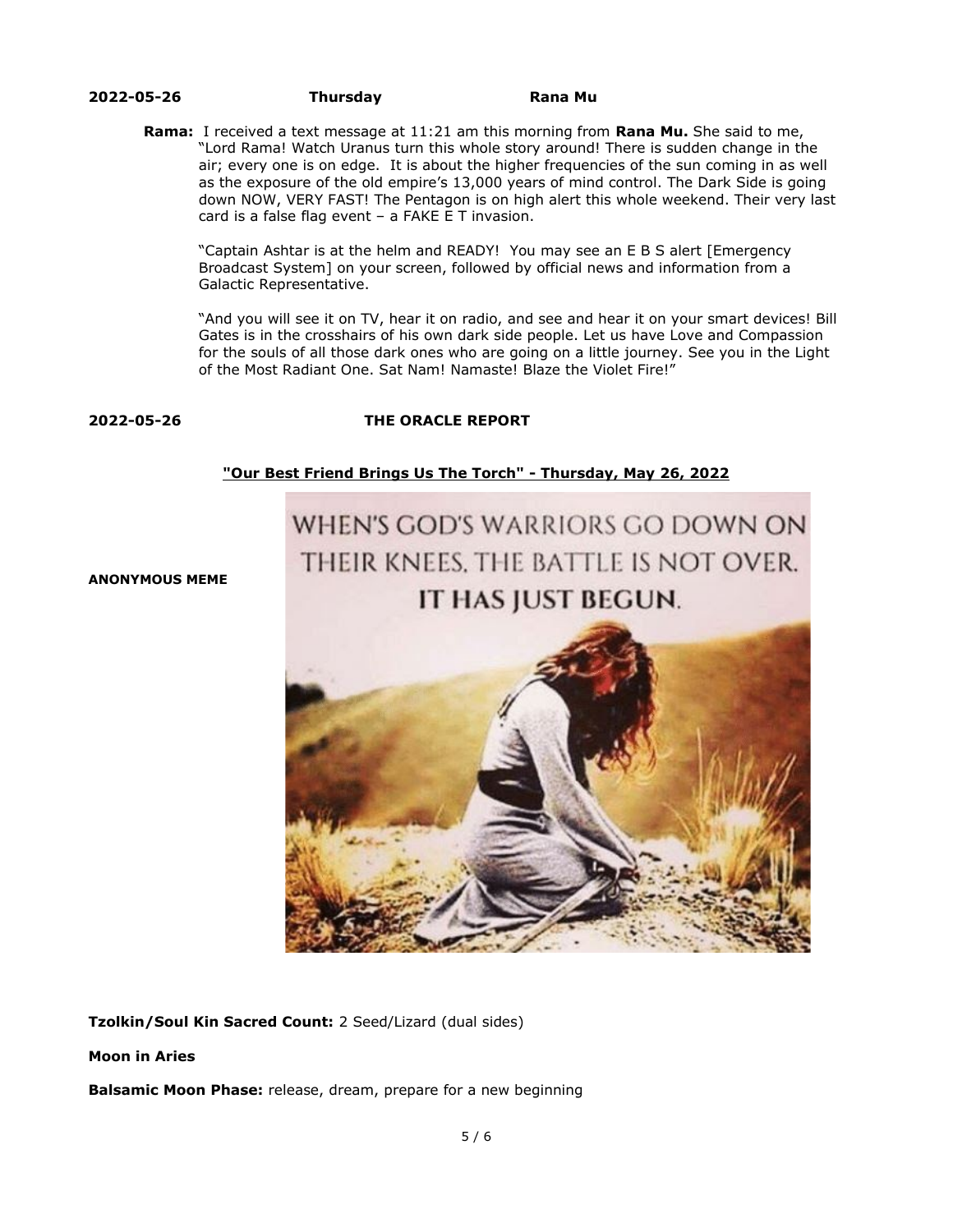**2022-05-26 Thursday Rana Mu**

**Rama:** I received a text message at 11:21 am this morning from **Rana Mu.** She said to me, "Lord Rama! Watch Uranus turn this whole story around! There is sudden change in the air; every one is on edge. It is about the higher frequencies of the sun coming in as well as the exposure of the old empire's 13,000 years of mind control. The Dark Side is going down NOW, VERY FAST! The Pentagon is on high alert this whole weekend. Their very last card is a false flag event – a FAKE E T invasion.

"Captain Ashtar is at the helm and READY! You may see an E B S alert [Emergency Broadcast System] on your screen, followed by official news and information from a Galactic Representative.

"And you will see it on TV, hear it on radio, and see and hear it on your smart devices! Bill Gates is in the crosshairs of his own dark side people. Let us have Love and Compassion for the souls of all those dark ones who are going on a little journey. See you in the Light of the Most Radiant One. Sat Nam! Namaste! Blaze the Violet Fire!"

**2022-05-26 THE ORACLE REPORT**

**"Our Best Friend Brings Us The Torch" - Thursday, May 26, 2022**

**ANONYMOUS MEME**

WHEN'S GOD'S WARRIORS GO DOWN ON THEIR KNEES, THE BATTLE IS NOT OVER. IT HAS JUST BEGUN.

**Tzolkin/Soul Kin Sacred Count:** 2 Seed/Lizard (dual sides)

**Moon in Aries**

**Balsamic Moon Phase:** release, dream, prepare for a new beginning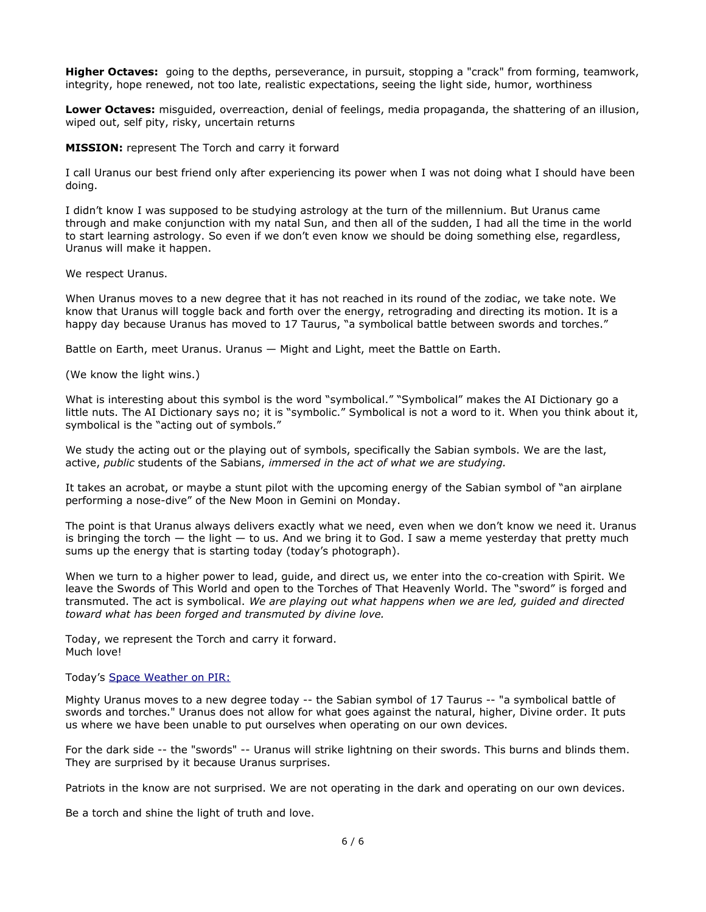**Higher Octaves:** going to the depths, perseverance, in pursuit, stopping a "crack" from forming, teamwork, integrity, hope renewed, not too late, realistic expectations, seeing the light side, humor, worthiness

**Lower Octaves:** misguided, overreaction, denial of feelings, media propaganda, the shattering of an illusion, wiped out, self pity, risky, uncertain returns

**MISSION:** represent The Torch and carry it forward

I call Uranus our best friend only after experiencing its power when I was not doing what I should have been doing.

I didn't know I was supposed to be studying astrology at the turn of the millennium. But Uranus came through and make conjunction with my natal Sun, and then all of the sudden, I had all the time in the world to start learning astrology. So even if we don't even know we should be doing something else, regardless, Uranus will make it happen.

We respect Uranus.

When Uranus moves to a new degree that it has not reached in its round of the zodiac, we take note. We know that Uranus will toggle back and forth over the energy, retrograding and directing its motion. It is a happy day because Uranus has moved to 17 Taurus, "a symbolical battle between swords and torches."

Battle on Earth, meet Uranus. Uranus — Might and Light, meet the Battle on Earth.

(We know the light wins.)

What is interesting about this symbol is the word "symbolical." "Symbolical" makes the AI Dictionary go a little nuts. The AI Dictionary says no; it is "symbolic." Symbolical is not a word to it. When you think about it, symbolical is the "acting out of symbols."

We study the acting out or the playing out of symbols, specifically the Sabian symbols. We are the last, active, *public* students of the Sabians, *immersed in the act of what we are studying.*

It takes an acrobat, or maybe a stunt pilot with the upcoming energy of the Sabian symbol of "an airplane performing a nose-dive" of the New Moon in Gemini on Monday.

The point is that Uranus always delivers exactly what we need, even when we don't know we need it. Uranus is bringing the torch — the light — to us. And we bring it to God. I saw a meme yesterday that pretty much sums up the energy that is starting today (today's photograph).

When we turn to a higher power to lead, guide, and direct us, we enter into the co-creation with Spirit. We leave the Swords of This World and open to the Torches of That Heavenly World. The "sword" is forged and transmuted. The act is symbolical. *We are playing out what happens when we are led, guided and directed toward what has been forged and transmuted by divine love.*

Today, we represent the Torch and carry it forward.
Much love!

Today's [Space Weather on PIR:]()

Mighty Uranus moves to a new degree today -- the Sabian symbol of 17 Taurus -- "a symbolical battle of swords and torches." Uranus does not allow for what goes against the natural, higher, Divine order. It puts us where we have been unable to put ourselves when operating on our own devices.

For the dark side -- the "swords" -- Uranus will strike lightning on their swords. This burns and blinds them. They are surprised by it because Uranus surprises.

Patriots in the know are not surprised. We are not operating in the dark and operating on our own devices.

Be a torch and shine the light of truth and love.